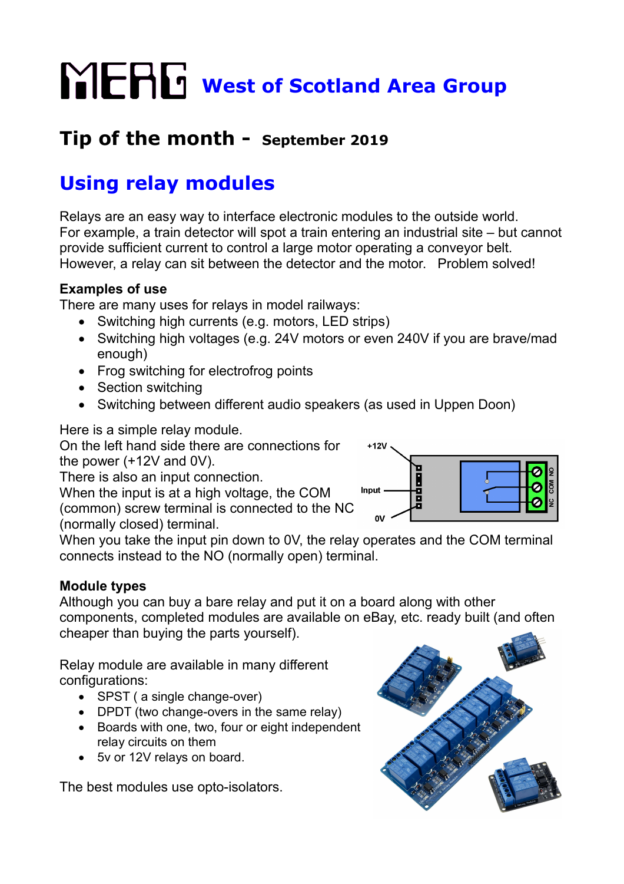# MERG West of Scotland Area Group

## Tip of the month - September 2019

# Using relay modules

Relays are an easy way to interface electronic modules to the outside world. For example, a train detector will spot a train entering an industrial site – but cannot provide sufficient current to control a large motor operating a conveyor belt. However, a relay can sit between the detector and the motor. Problem solved!

### Examples of use

There are many uses for relays in model railways:

- Switching high currents (e.g. motors, LED strips)
- Switching high voltages (e.g. 24V motors or even 240V if you are brave/mad enough)
- Frog switching for electrofrog points
- Section switching
- Switching between different audio speakers (as used in Uppen Doon)

Here is a simple relay module.
On the left hand side there are connections for the power (+12V and 0V).
There is also an input connection.
When the input is at a high voltage, the COM (common) screw terminal is connected to the NC (normally closed) terminal.
When you take the input pin down to 0V, the relay operates and the COM terminal connects instead to the NO (normally open) terminal.

### Module types

Although you can buy a bare relay and put it on a board along with other components, completed modules are available on eBay, etc. ready built (and often cheaper than buying the parts yourself).

Relay module are available in many different configurations:

- SPST ( a single change-over)
- DPDT (two change-overs in the same relay)
- Boards with one, two, four or eight independent relay circuits on them
- 5v or 12V relays on board.

The best modules use opto-isolators.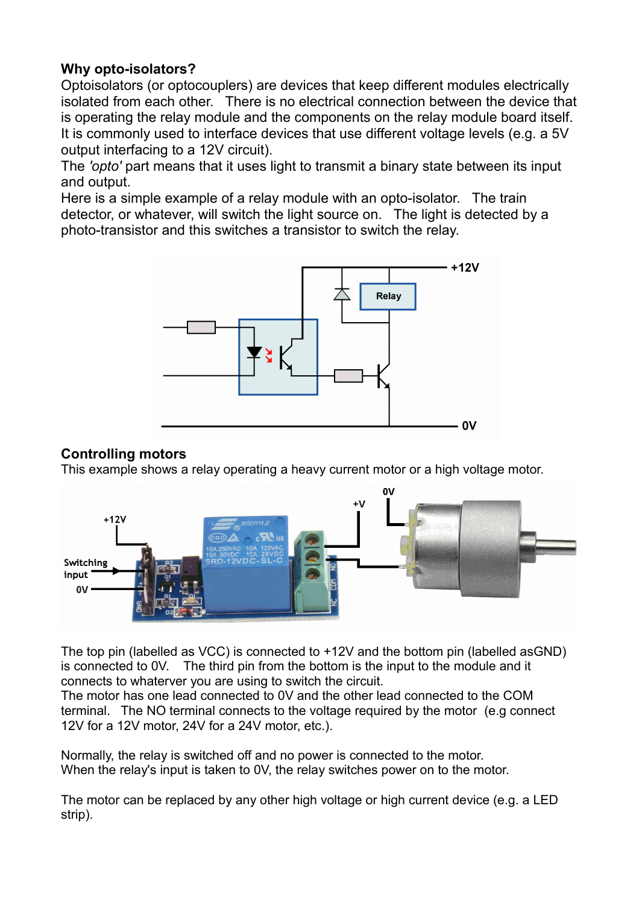**Why opto-isolators?**
Optoisolators (or optocouplers) are devices that keep different modules electrically isolated from each other. There is no electrical connection between the device that is operating the relay module and the components on the relay module board itself. It is commonly used to interface devices that use different voltage levels (e.g. a 5V output interfacing to a 12V circuit).
The *'opto'* part means that it uses light to transmit a binary state between its input and output.
Here is a simple example of a relay module with an opto-isolator. The train detector, or whatever, will switch the light source on. The light is detected by a photo-transistor and this switches a transistor to switch the relay.

**Controlling motors**
This example shows a relay operating a heavy current motor or a high voltage motor.

The top pin (labelled as VCC) is connected to +12V and the bottom pin (labelled asGND) is connected to 0V. The third pin from the bottom is the input to the module and it connects to whatever you are using to switch the circuit.
The motor has one lead connected to 0V and the other lead connected to the COM terminal. The NO terminal connects to the voltage required by the motor (e.g connect 12V for a 12V motor, 24V for a 24V motor, etc.).

Normally, the relay is switched off and no power is connected to the motor.
When the relay's input is taken to 0V, the relay switches power on to the motor.

The motor can be replaced by any other high voltage or high current device (e.g. a LED strip).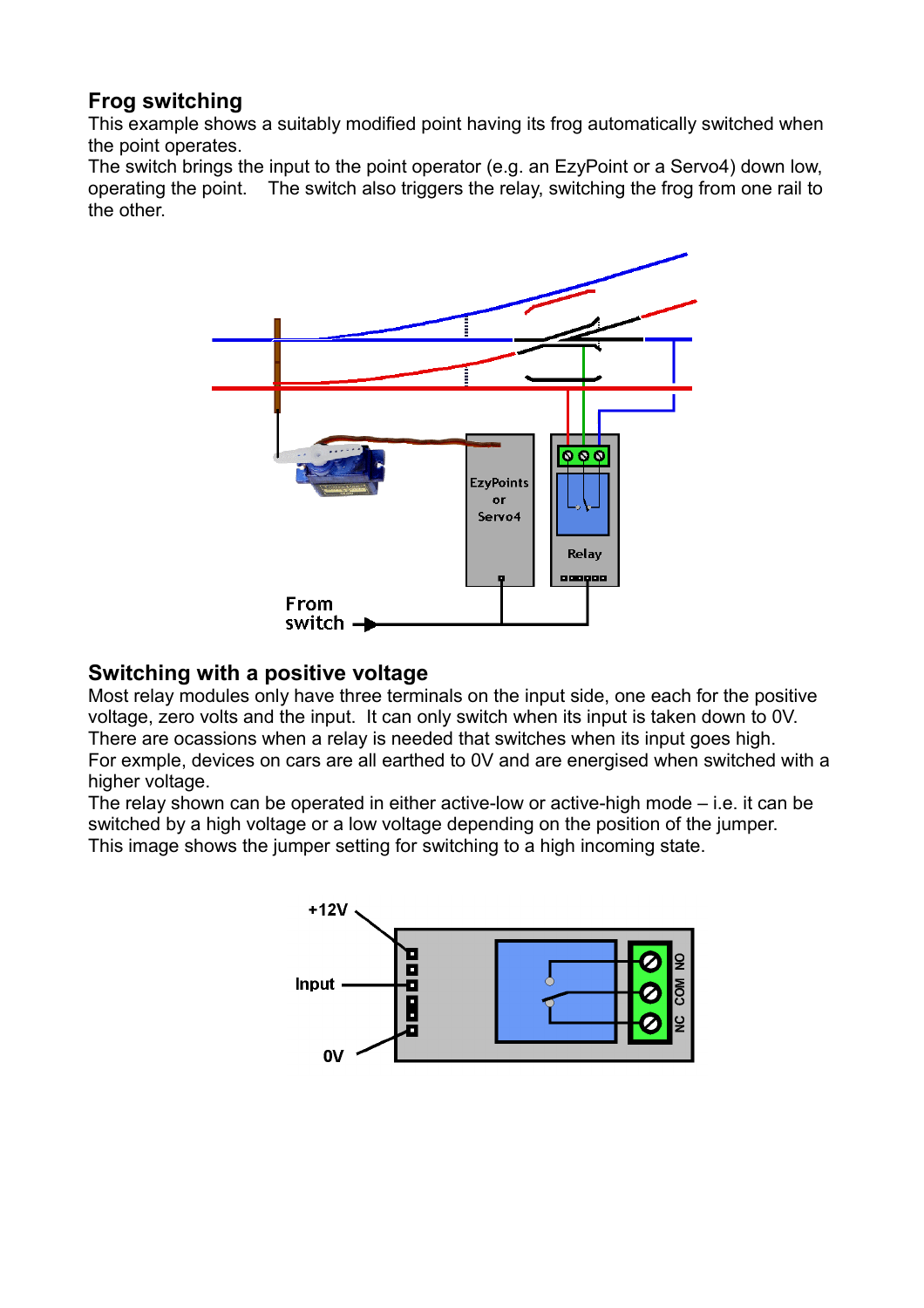## Frog switching

This example shows a suitably modified point having its frog automatically switched when the point operates.

The switch brings the input to the point operator (e.g. an EzyPoint or a Servo4) down low, operating the point.   The switch also triggers the relay, switching the frog from one rail to the other.

EzyPoints
or
Servo4

Relay

From
switch

## Switching with a positive voltage

Most relay modules only have three terminals on the input side, one each for the positive voltage, zero volts and the input.  It can only switch when its input is taken down to 0V.

There are ocassions when a relay is needed that switches when its input goes high.

For exmple, devices on cars are all earthed to 0V and are energised when switched with a higher voltage.

The relay shown can be operated in either active-low or active-high mode – i.e. it can be switched by a high voltage or a low voltage depending on the position of the jumper.

This image shows the jumper setting for switching to a high incoming state.

+12V

Input

0V

NO

COM

NC